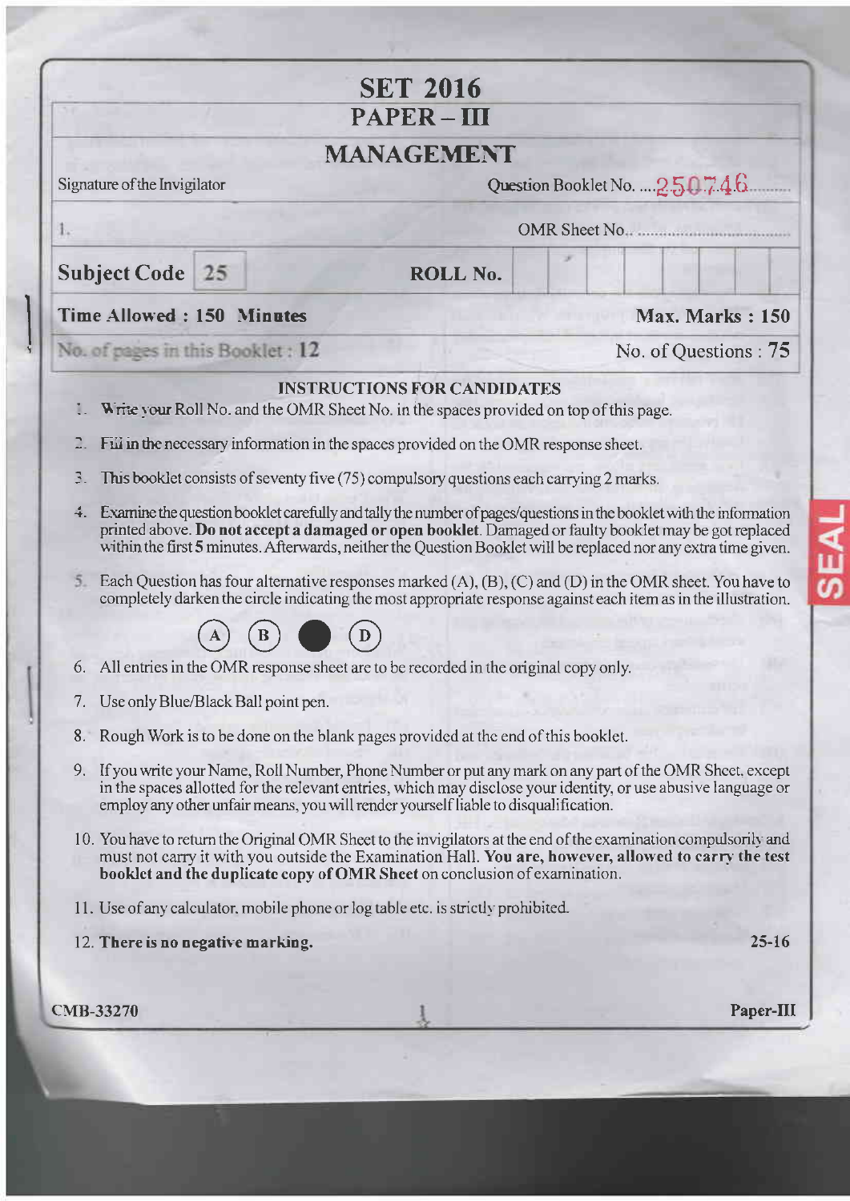# SET 2016
## PAPER – III
## MANAGEMENT

Signature of the Invigilator

1.

Question Booklet No. ....250746........

OMR Sheet No.. ..............................

| **Subject Code** | **25** | **ROLL No.** | | | | | | | | |
|---|---|---|---|---|---|---|---|---|---|---|

**Time Allowed : 150 Minutes** | **Max. Marks : 150**

No. of pages in this Booklet : 12 | No. of Questions : 75

### INSTRUCTIONS FOR CANDIDATES

1. Write your Roll No. and the OMR Sheet No. in the spaces provided on top of this page.
2. Fill in the necessary information in the spaces provided on the OMR response sheet.
3. This booklet consists of seventy five (75) compulsory questions each carrying 2 marks.
4. Examine the question booklet carefully and tally the number of pages/questions in the booklet with the information printed above. **Do not accept a damaged or open booklet**. Damaged or faulty booklet may be got replaced within the first 5 minutes. Afterwards, neither the Question Booklet will be replaced nor any extra time given.
5. Each Question has four alternative responses marked (A), (B), (C) and (D) in the OMR sheet. You have to completely darken the circle indicating the most appropriate response against each item as in the illustration.

   (A) (B) ● (D)

6. All entries in the OMR response sheet are to be recorded in the original copy only.
7. Use only Blue/Black Ball point pen.
8. Rough Work is to be done on the blank pages provided at the end of this booklet.
9. If you write your Name, Roll Number, Phone Number or put any mark on any part of the OMR Sheet, except in the spaces allotted for the relevant entries, which may disclose your identity, or use abusive language or employ any other unfair means, you will render yourself liable to disqualification.
10. You have to return the Original OMR Sheet to the invigilators at the end of the examination compulsorily and must not carry it with you outside the Examination Hall. **You are, however, allowed to carry the test booklet and the duplicate copy of OMR Sheet** on conclusion of examination.
11. Use of any calculator, mobile phone or log table etc. is strictly prohibited.
12. **There is no negative marking.**

25-16

CMB-33270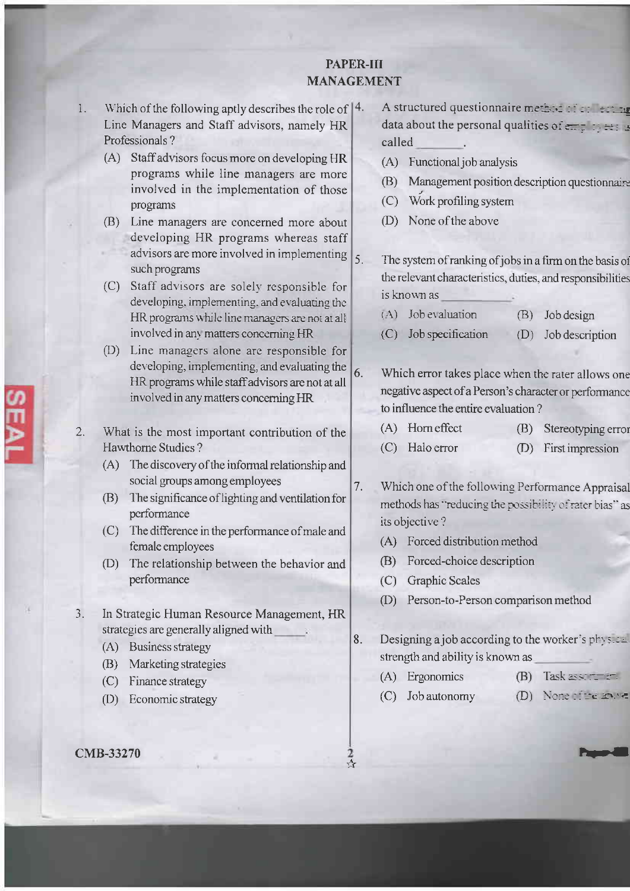# PAPER-III
# MANAGEMENT

1. Which of the following aptly describes the role of Line Managers and Staff advisors, namely HR Professionals ?
   - (A) Staff advisors focus more on developing HR programs while line managers are more involved in the implementation of those programs
   - (B) Line managers are concerned more about developing HR programs whereas staff advisors are more involved in implementing such programs
   - (C) Staff advisors are solely responsible for developing, implementing, and evaluating the HR programs while line managers are not at all involved in any matters concerning HR
   - (D) Line managers alone are responsible for developing, implementing, and evaluating the HR programs while staff advisors are not at all involved in any matters concerning HR

2. What is the most important contribution of the Hawthorne Studies ?
   - (A) The discovery of the informal relationship and social groups among employees
   - (B) The significance of lighting and ventilation for performance
   - (C) The difference in the performance of male and female employees
   - (D) The relationship between the behavior and performance

3. In Strategic Human Resource Management, HR strategies are generally aligned with _____.
   - (A) Business strategy
   - (B) Marketing strategies
   - (C) Finance strategy
   - (D) Economic strategy

4. A structured questionnaire method of collecting data about the personal qualities of employees is called _______.
   - (A) Functional job analysis
   - (B) Management position description questionnaire
   - (C) Work profiling system
   - (D) None of the above

5. The system of ranking of jobs in a firm on the basis of the relevant characteristics, duties, and responsibilities is known as __________.
   - (A) Job evaluation
   - (B) Job design
   - (C) Job specification
   - (D) Job description

6. Which error takes place when the rater allows one negative aspect of a Person's character or performance to influence the entire evaluation ?
   - (A) Horn effect
   - (B) Stereotyping error
   - (C) Halo error
   - (D) First impression

7. Which one of the following Performance Appraisal methods has "reducing the possibility of rater bias" as its objective ?
   - (A) Forced distribution method
   - (B) Forced-choice description
   - (C) Graphic Scales
   - (D) Person-to-Person comparison method

8. Designing a job according to the worker's physical strength and ability is known as ________.
   - (A) Ergonomics
   - (B) Task assortment
   - (C) Job autonomy
   - (D) None of the above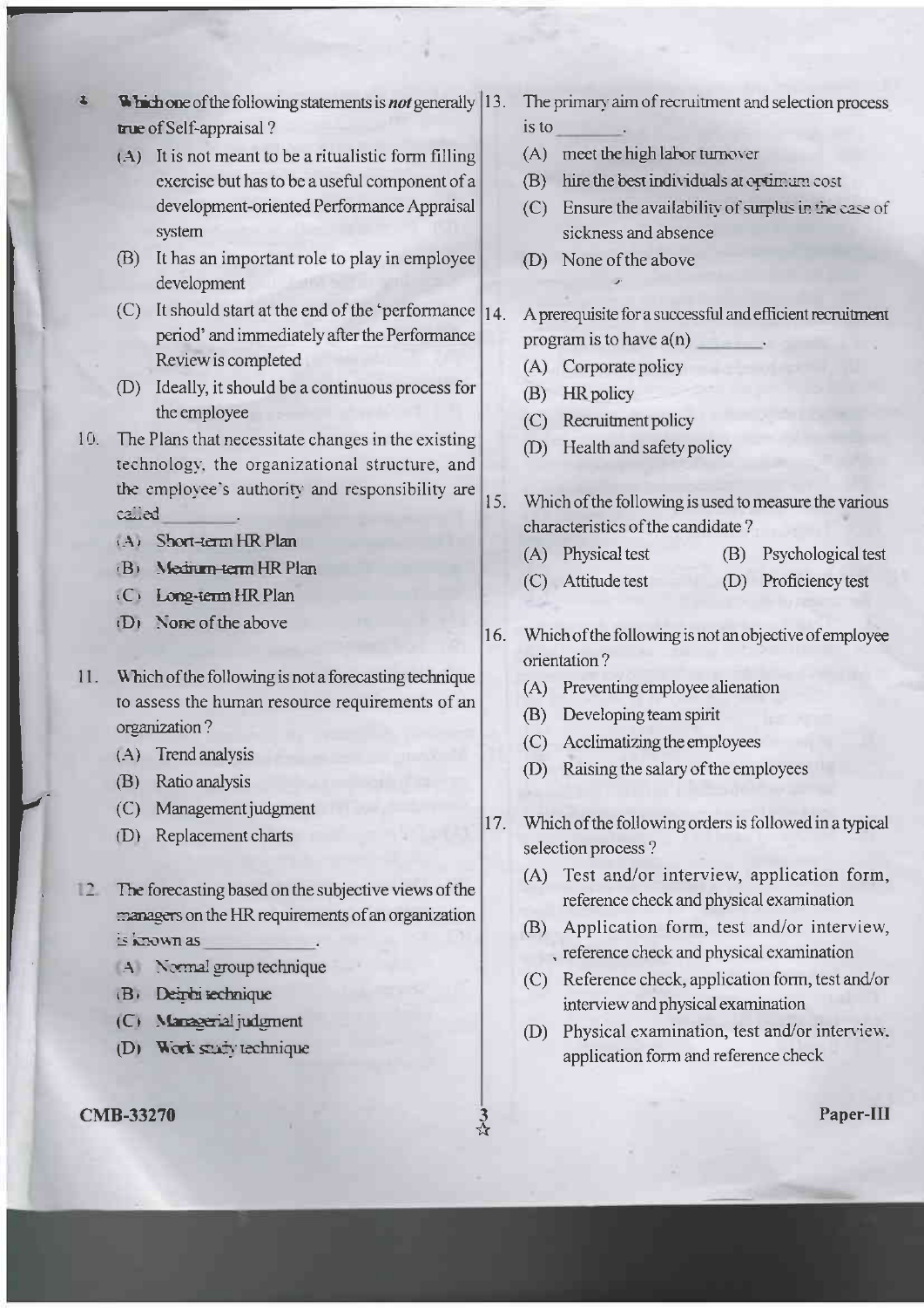9. Which one of the following statements is *not* generally true of Self-appraisal ?

   (A) It is not meant to be a ritualistic form filling exercise but has to be a useful component of a development-oriented Performance Appraisal system

   (B) It has an important role to play in employee development

   (C) It should start at the end of the 'performance period' and immediately after the Performance Review is completed

   (D) Ideally, it should be a continuous process for the employee

10. The Plans that necessitate changes in the existing technology, the organizational structure, and the employee's authority and responsibility are called ________.

    (A) Short-term HR Plan

    (B) Medium-term HR Plan

    (C) Long-term HR Plan

    (D) None of the above

11. Which of the following is not a forecasting technique to assess the human resource requirements of an organization ?

    (A) Trend analysis

    (B) Ratio analysis

    (C) Management judgment

    (D) Replacement charts

12. The forecasting based on the subjective views of the managers on the HR requirements of an organization is known as ____________.

    (A) Normal group technique

    (B) Delphi technique

    (C) Managerial judgment

    (D) Work study technique

13. The primary aim of recruitment and selection process is to ________.

    (A) meet the high labor turnover

    (B) hire the best individuals at optimum cost

    (C) Ensure the availability of surplus in the case of sickness and absence

    (D) None of the above

14. A prerequisite for a successful and efficient recruitment program is to have a(n) ________.

    (A) Corporate policy

    (B) HR policy

    (C) Recruitment policy

    (D) Health and safety policy

15. Which of the following is used to measure the various characteristics of the candidate ?

    (A) Physical test
    (B) Psychological test
    (C) Attitude test
    (D) Proficiency test

16. Which of the following is not an objective of employee orientation ?

    (A) Preventing employee alienation

    (B) Developing team spirit

    (C) Acclimatizing the employees

    (D) Raising the salary of the employees

17. Which of the following orders is followed in a typical selection process ?

    (A) Test and/or interview, application form, reference check and physical examination

    (B) Application form, test and/or interview, reference check and physical examination

    (C) Reference check, application form, test and/or interview and physical examination

    (D) Physical examination, test and/or interview, application form and reference check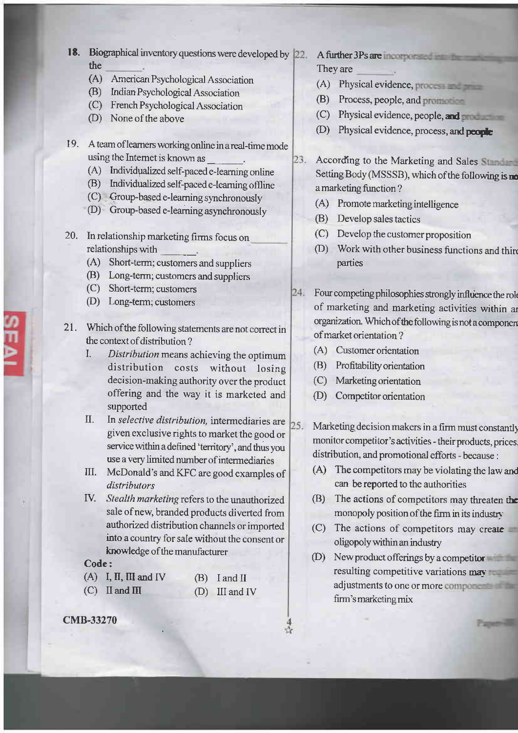18. Biographical inventory questions were developed by the _______.
    - (A) American Psychological Association
    - (B) Indian Psychological Association
    - (C) French Psychological Association
    - (D) None of the above

19. A team of learners working online in a real-time mode using the Internet is known as _______.
    - (A) Individualized self-paced e-learning online
    - (B) Individualized self-paced e-learning offline
    - (C) Group-based e-learning synchronously
    - (D) Group-based e-learning asynchronously

20. In relationship marketing firms focus on _______ relationships with _______.
    - (A) Short-term; customers and suppliers
    - (B) Long-term; customers and suppliers
    - (C) Short-term; customers
    - (D) Long-term; customers

21. Which of the following statements are not correct in the context of distribution ?
    - I. *Distribution* means achieving the optimum distribution costs without losing decision-making authority over the product offering and the way it is marketed and supported
    - II. In *selective distribution,* intermediaries are given exclusive rights to market the good or service within a defined 'territory', and thus you use a very limited number of intermediaries
    - III. McDonald's and KFC are good examples of *distributors*
    - IV. *Stealth marketing* refers to the unauthorized sale of new, branded products diverted from authorized distribution channels or imported into a country for sale without the consent or knowledge of the manufacturer

    **Code :**
    - (A) I, II, III and IV
    - (B) I and II
    - (C) II and III
    - (D) III and IV

22. A further 3Ps are incorporated into the marketing mix. They are _______.
    - (A) Physical evidence, process and price
    - (B) Process, people, and promotion
    - (C) Physical evidence, people, and production
    - (D) Physical evidence, process, and people

23. According to the Marketing and Sales Standard Setting Body (MSSSB), which of the following is not a marketing function ?
    - (A) Promote marketing intelligence
    - (B) Develop sales tactics
    - (C) Develop the customer proposition
    - (D) Work with other business functions and third parties

24. Four competing philosophies strongly influence the role of marketing and marketing activities within an organization. Which of the following is not a component of market orientation ?
    - (A) Customer orientation
    - (B) Profitability orientation
    - (C) Marketing orientation
    - (D) Competitor orientation

25. Marketing decision makers in a firm must constantly monitor competitor's activities - their products, prices, distribution, and promotional efforts - because :
    - (A) The competitors may be violating the law and can be reported to the authorities
    - (B) The actions of competitors may threaten the monopoly position of the firm in its industry
    - (C) The actions of competitors may create an oligopoly within an industry
    - (D) New product offerings by a competitor with the resulting competitive variations may require adjustments to one or more components of the firm's marketing mix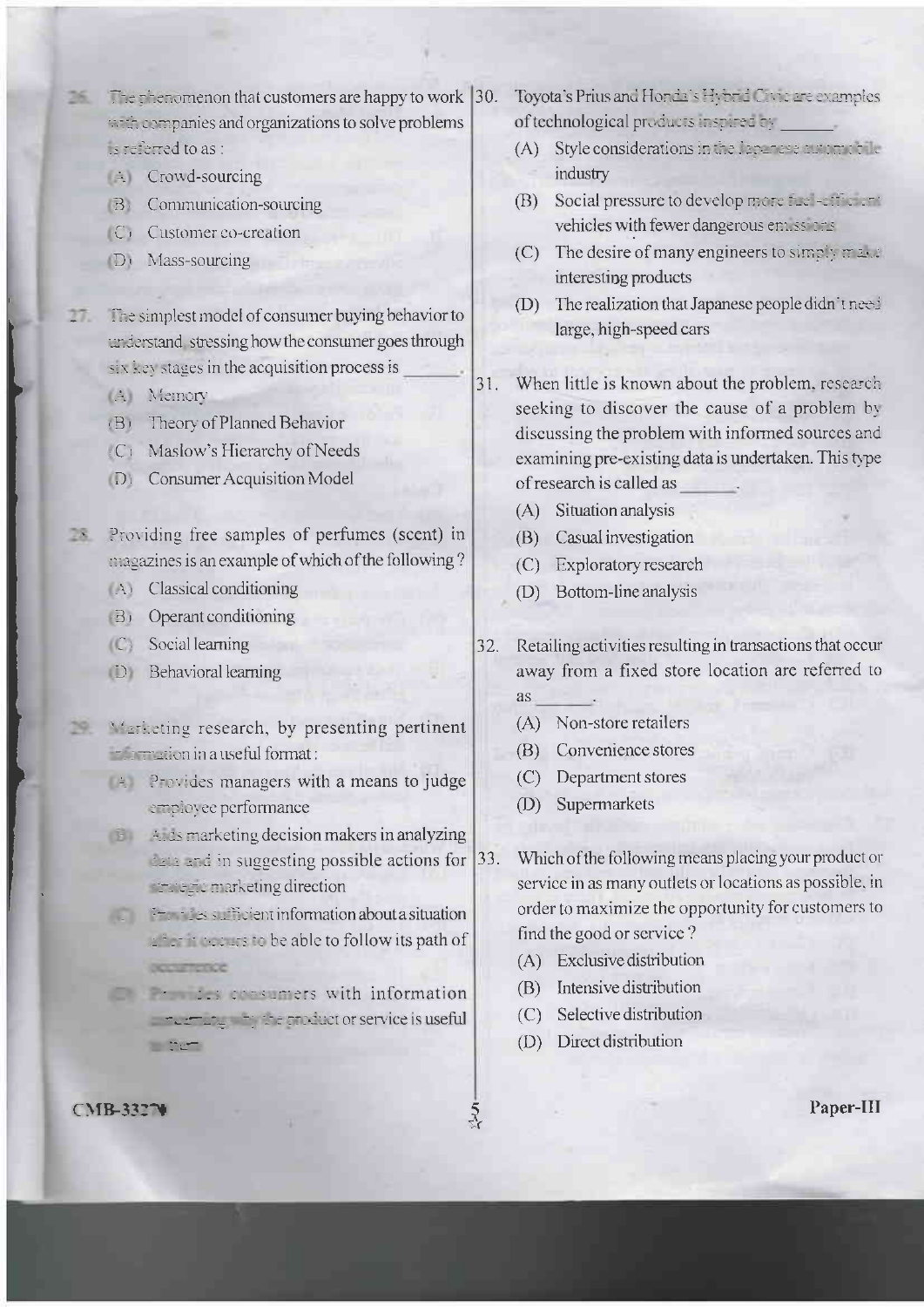26. The phenomenon that customers are happy to work with companies and organizations to solve problems is referred to as :

(A) Crowd-sourcing
(B) Communication-sourcing
(C) Customer co-creation
(D) Mass-sourcing

27. The simplest model of consumer buying behavior to understand, stressing how the consumer goes through six key stages in the acquisition process is ______.

(A) Memory
(B) Theory of Planned Behavior
(C) Maslow's Hierarchy of Needs
(D) Consumer Acquisition Model

28. Providing free samples of perfumes (scent) in magazines is an example of which of the following ?

(A) Classical conditioning
(B) Operant conditioning
(C) Social learning
(D) Behavioral learning

29. Marketing research, by presenting pertinent information in a useful format :

(A) Provides managers with a means to judge employee performance
(B) Aids marketing decision makers in analyzing data and in suggesting possible actions for strategic marketing direction
(C) Provides sufficient information about a situation after it occurs to be able to follow its path of occurrence
(D) Provides consumers with information concerning why the product or service is useful to them

30. Toyota's Prius and Honda's Hybrid Civic are examples of technological products inspired by ______.

(A) Style considerations in the Japanese automobile industry
(B) Social pressure to develop more fuel-efficient vehicles with fewer dangerous emissions
(C) The desire of many engineers to simply make interesting products
(D) The realization that Japanese people didn't need large, high-speed cars

31. When little is known about the problem, research seeking to discover the cause of a problem by discussing the problem with informed sources and examining pre-existing data is undertaken. This type of research is called as ______.

(A) Situation analysis
(B) Casual investigation
(C) Exploratory research
(D) Bottom-line analysis

32. Retailing activities resulting in transactions that occur away from a fixed store location are referred to as ______.

(A) Non-store retailers
(B) Convenience stores
(C) Department stores
(D) Supermarkets

33. Which of the following means placing your product or service in as many outlets or locations as possible, in order to maximize the opportunity for customers to find the good or service ?

(A) Exclusive distribution
(B) Intensive distribution
(C) Selective distribution
(D) Direct distribution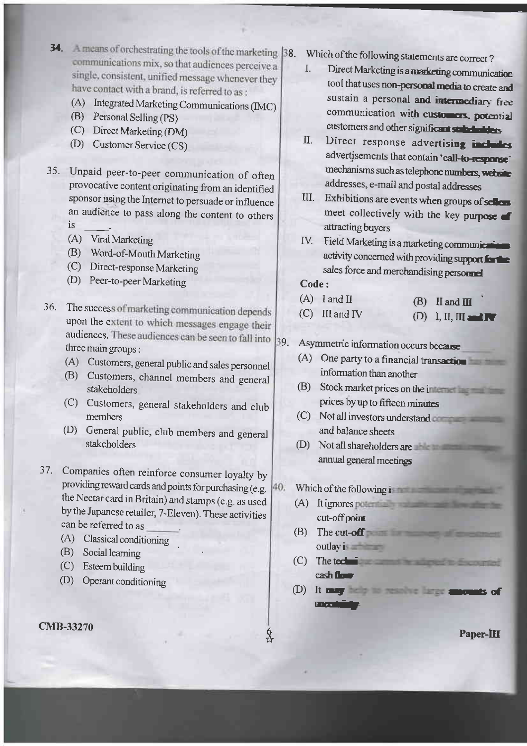34. A means of orchestrating the tools of the marketing communications mix, so that audiences perceive a single, consistent, unified message whenever they have contact with a brand, is referred to as :

(A) Integrated Marketing Communications (IMC)
(B) Personal Selling (PS)
(C) Direct Marketing (DM)
(D) Customer Service (CS)

35. Unpaid peer-to-peer communication of often provocative content originating from an identified sponsor using the Internet to persuade or influence an audience to pass along the content to others is ______.

(A) Viral Marketing
(B) Word-of-Mouth Marketing
(C) Direct-response Marketing
(D) Peer-to-peer Marketing

36. The success of marketing communication depends upon the extent to which messages engage their audiences. These audiences can be seen to fall into three main groups :

(A) Customers, general public and sales personnel
(B) Customers, channel members and general stakeholders
(C) Customers, general stakeholders and club members
(D) General public, club members and general stakeholders

37. Companies often reinforce consumer loyalty by providing reward cards and points for purchasing (e.g. the Nectar card in Britain) and stamps (e.g. as used by the Japanese retailer, 7-Eleven). These activities can be referred to as ______.

(A) Classical conditioning
(B) Social learning
(C) Esteem building
(D) Operant conditioning

38. Which of the following statements are correct ?

I. Direct Marketing is a marketing communication tool that uses non-personal media to create and sustain a personal and intermediary free communication with customers, potential customers and other significant stakeholders
II. Direct response advertising includes advertisements that contain 'call-to-response' mechanisms such as telephone numbers, website addresses, e-mail and postal addresses
III. Exhibitions are events when groups of sellers meet collectively with the key purpose of attracting buyers
IV. Field Marketing is a marketing communications activity concerned with providing support for the sales force and merchandising personnel

**Code :**

(A) I and II
(B) II and III
(C) III and IV
(D) I, II, III and IV

39. Asymmetric information occurs because ______

(A) One party to a financial transaction has more information than another
(B) Stock market prices on the internet lag real time prices by up to fifteen minutes
(C) Not all investors understand company accounts and balance sheets
(D) Not all shareholders are able to attend company annual general meetings

40. Which of the following is not a criticism of payback ?

(A) It ignores potentially valuable cash flows after the cut-off point
(B) The cut-off point for recovery of investment outlay is arbitrary
(C) The technique cannot be adapted to discounted cash flow
(D) It may help to resolve large amounts of uncertainty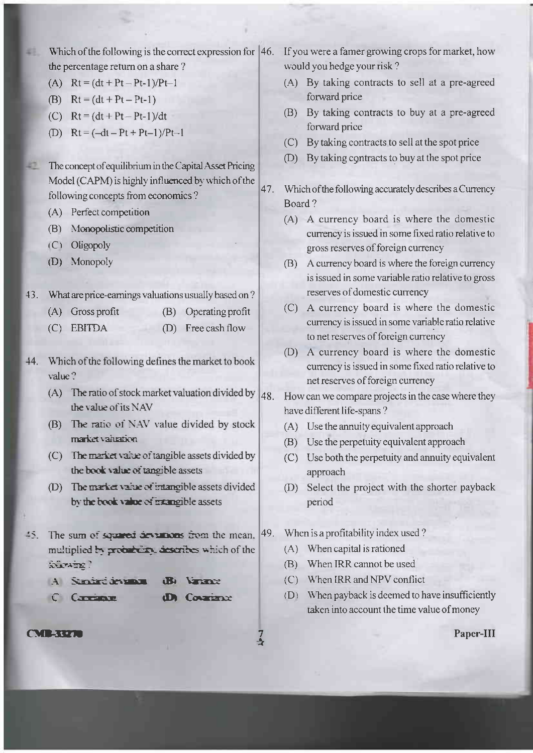41. Which of the following is the correct expression for the percentage return on a share ?

   (A) $Rt = (dt + Pt - Pt\text{-}1)/Pt\text{-}1$

   (B) $Rt = (dt + Pt - Pt\text{-}1)$

   (C) $Rt = (dt + Pt - Pt\text{-}1)/dt$

   (D) $Rt = (-dt - Pt + Pt\text{-}1)/Pt\text{-}1$

42. The concept of equilibrium in the Capital Asset Pricing Model (CAPM) is highly influenced by which of the following concepts from economics ?

   (A) Perfect competition

   (B) Monopolistic competition

   (C) Oligopoly

   (D) Monopoly

43. What are price-earnings valuations usually based on ?

   (A) Gross profit

   (B) Operating profit

   (C) EBITDA

   (D) Free cash flow

44. Which of the following defines the market to book value ?

   (A) The ratio of stock market valuation divided by the value of its NAV

   (B) The ratio of NAV value divided by stock market valuation

   (C) The market value of tangible assets divided by the book value of tangible assets

   (D) The market value of intangible assets divided by the book value of intangible assets

45. The sum of squared deviations from the mean, multiplied by probability, describes which of the following ?

   (A) Standard deviation

   (B) Variance

   (C) Correlation

   (D) Covariance

46. If you were a famer growing crops for market, how would you hedge your risk ?

   (A) By taking contracts to sell at a pre-agreed forward price

   (B) By taking contracts to buy at a pre-agreed forward price

   (C) By taking contracts to sell at the spot price

   (D) By taking contracts to buy at the spot price

47. Which of the following accurately describes a Currency Board ?

   (A) A currency board is where the domestic currency is issued in some fixed ratio relative to gross reserves of foreign currency

   (B) A currency board is where the foreign currency is issued in some variable ratio relative to gross reserves of domestic currency

   (C) A currency board is where the domestic currency is issued in some variable ratio relative to net reserves of foreign currency

   (D) A currency board is where the domestic currency is issued in some fixed ratio relative to net reserves of foreign currency

48. How can we compare projects in the case where they have different life-spans ?

   (A) Use the annuity equivalent approach

   (B) Use the perpetuity equivalent approach

   (C) Use both the perpetuity and annuity equivalent approach

   (D) Select the project with the shorter payback period

49. When is a profitability index used ?

   (A) When capital is rationed

   (B) When IRR cannot be used

   (C) When IRR and NPV conflict

   (D) When payback is deemed to have insufficiently taken into account the time value of money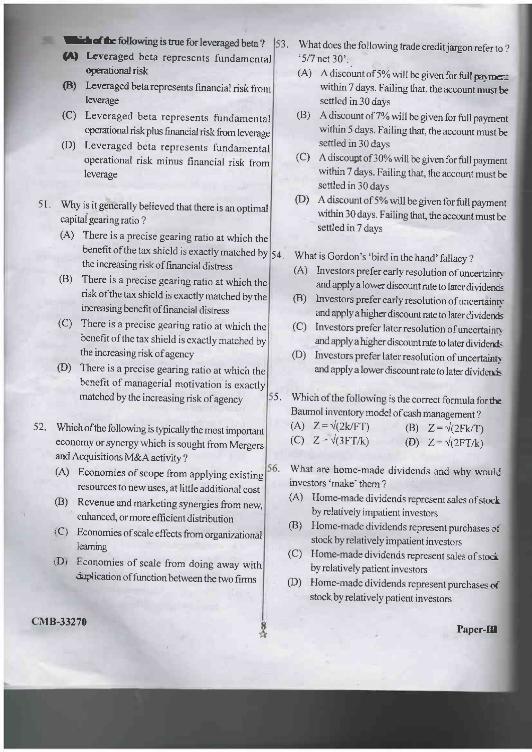50. Which of the following is true for leveraged beta ?

(A) Leveraged beta represents fundamental operational risk

(B) Leveraged beta represents financial risk from leverage

(C) Leveraged beta represents fundamental operational risk plus financial risk from leverage

(D) Leveraged beta represents fundamental operational risk minus financial risk from leverage

51. Why is it generally believed that there is an optimal capital gearing ratio ?

(A) There is a precise gearing ratio at which the benefit of the tax shield is exactly matched by the increasing risk of financial distress

(B) There is a precise gearing ratio at which the risk of the tax shield is exactly matched by the increasing benefit of financial distress

(C) There is a precise gearing ratio at which the benefit of the tax shield is exactly matched by the increasing risk of agency

(D) There is a precise gearing ratio at which the benefit of managerial motivation is exactly matched by the increasing risk of agency

52. Which of the following is typically the most important economy or synergy which is sought from Mergers and Acquisitions M&A activity ?

(A) Economies of scope from applying existing resources to new uses, at little additional cost

(B) Revenue and marketing synergies from new, enhanced, or more efficient distribution

(C) Economies of scale effects from organizational learning

(D) Economies of scale from doing away with duplication of function between the two firms

53. What does the following trade credit jargon refer to ? '5/7 net 30'.

(A) A discount of 5% will be given for full payment within 7 days. Failing that, the account must be settled in 30 days

(B) A discount of 7% will be given for full payment within 5 days. Failing that, the account must be settled in 30 days

(C) A discount of 30% will be given for full payment within 7 days. Failing that, the account must be settled in 30 days

(D) A discount of 5% will be given for full payment within 30 days. Failing that, the account must be settled in 7 days

54. What is Gordon's 'bird in the hand' fallacy ?

(A) Investors prefer early resolution of uncertainty and apply a lower discount rate to later dividends

(B) Investors prefer early resolution of uncertainty and apply a higher discount rate to later dividends

(C) Investors prefer later resolution of uncertainty and apply a higher discount rate to later dividends

(D) Investors prefer later resolution of uncertainty and apply a lower discount rate to later dividends

55. Which of the following is the correct formula for the Baumol inventory model of cash management ?

(A) $Z = \sqrt{(2k/FT)}$

(B) $Z = \sqrt{(2Fk/T)}$

(C) $Z = \sqrt{(3FT/k)}$

(D) $Z = \sqrt{(2FT/k)}$

56. What are home-made dividends and why would investors 'make' them ?

(A) Home-made dividends represent sales of stock by relatively impatient investors

(B) Home-made dividends represent purchases of stock by relatively impatient investors

(C) Home-made dividends represent sales of stock by relatively patient investors

(D) Home-made dividends represent purchases of stock by relatively patient investors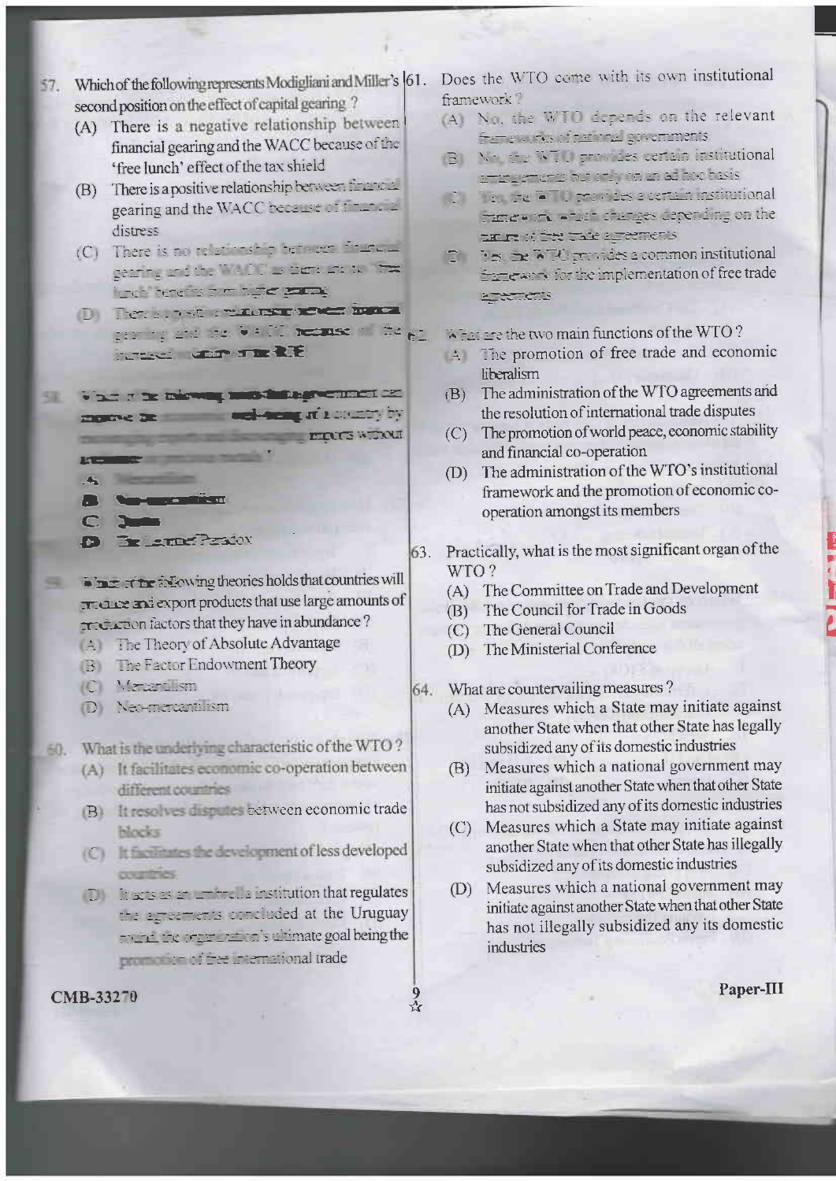57. Which of the following represents Modigliani and Miller's second position on the effect of capital gearing ?

    (A) There is a negative relationship between financial gearing and the WACC because of the 'free lunch' effect of the tax shield

    (B) There is a positive relationship between financial gearing and the WACC because of financial distress

    (C) There is no relationship between financial gearing and the WACC as there are no 'free lunch' benefits from higher gearing

    (D) There is a positive relationship between financial gearing and the WACC because of the increased ... of the KE

58. Which of the following trade theories/arguments can improve the economic well-being of a country by encouraging exports and discouraging imports without accumulating precious metals ?

    (A) Mercantilism

    (B) Neo-mercantilism

    (C)

    (D) The Leontief Paradox

59. Which of the following theories holds that countries will produce and export products that use large amounts of production factors that they have in abundance ?

    (A) The Theory of Absolute Advantage

    (B) The Factor Endowment Theory

    (C) Mercantilism

    (D) Neo-mercantilism

60. What is the underlying characteristic of the WTO ?

    (A) It facilitates economic co-operation between different countries

    (B) It resolves disputes between economic trade blocks

    (C) It facilitates the development of less developed countries

    (D) It acts as an umbrella institution that regulates the agreements concluded at the Uruguay round, the organization's ultimate goal being the promotion of free international trade

61. Does the WTO come with its own institutional framework ?

    (A) No, the WTO depends on the relevant frameworks of national governments

    (B) No, the WTO provides certain institutional arrangements but only on an ad hoc basis

    (C) Yes, the WTO provides a certain institutional framework which changes depending on the nature of free trade agreements

    (D) Yes, the WTO provides a common institutional framework for the implementation of free trade agreements

62. What are the two main functions of the WTO ?

    (A) The promotion of free trade and economic liberalism

    (B) The administration of the WTO agreements and the resolution of international trade disputes

    (C) The promotion of world peace, economic stability and financial co-operation

    (D) The administration of the WTO's institutional framework and the promotion of economic co-operation amongst its members

63. Practically, what is the most significant organ of the WTO ?

    (A) The Committee on Trade and Development

    (B) The Council for Trade in Goods

    (C) The General Council

    (D) The Ministerial Conference

64. What are countervailing measures ?

    (A) Measures which a State may initiate against another State when that other State has legally subsidized any of its domestic industries

    (B) Measures which a national government may initiate against another State when that other State has not subsidized any of its domestic industries

    (C) Measures which a State may initiate against another State when that other State has illegally subsidized any of its domestic industries

    (D) Measures which a national government may initiate against another State when that other State has not illegally subsidized any its domestic industries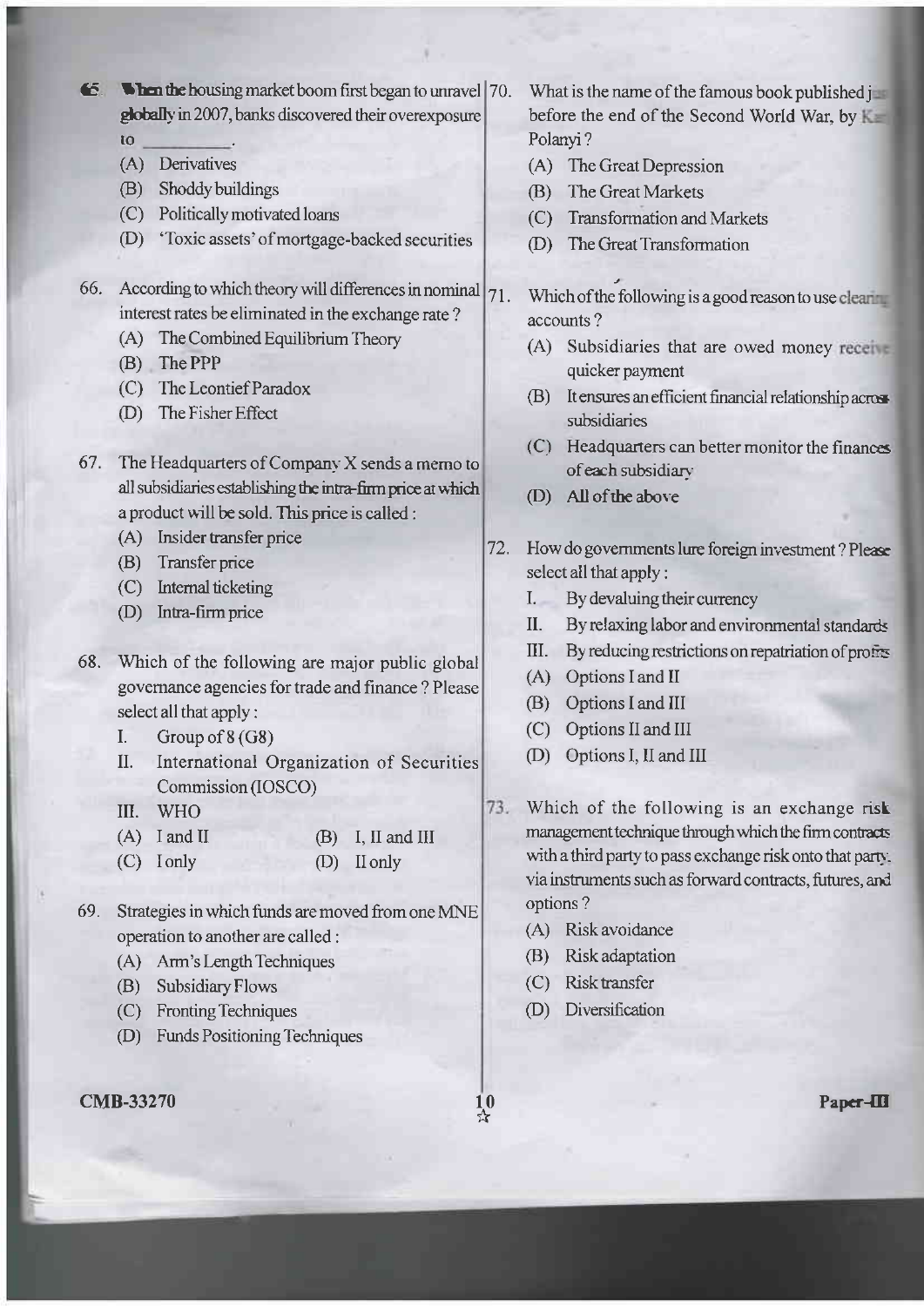65. When the housing market boom first began to unravel globally in 2007, banks discovered their overexposure to __________.

(A) Derivatives

(B) Shoddy buildings

(C) Politically motivated loans

(D) 'Toxic assets' of mortgage-backed securities

66. According to which theory will differences in nominal interest rates be eliminated in the exchange rate ?

(A) The Combined Equilibrium Theory

(B) The PPP

(C) The Leontief Paradox

(D) The Fisher Effect

67. The Headquarters of Company X sends a memo to all subsidiaries establishing the intra-firm price at which a product will be sold. This price is called :

(A) Insider transfer price

(B) Transfer price

(C) Internal ticketing

(D) Intra-firm price

68. Which of the following are major public global governance agencies for trade and finance ? Please select all that apply :

I. Group of 8 (G8)

II. International Organization of Securities Commission (IOSCO)

III. WHO

(A) I and II

(B) I, II and III

(C) I only

(D) II only

69. Strategies in which funds are moved from one MNE operation to another are called :

(A) Arm's Length Techniques

(B) Subsidiary Flows

(C) Fronting Techniques

(D) Funds Positioning Techniques

70. What is the name of the famous book published just before the end of the Second World War, by Karl Polanyi ?

(A) The Great Depression

(B) The Great Markets

(C) Transformation and Markets

(D) The Great Transformation

71. Which of the following is a good reason to use clearing accounts ?

(A) Subsidiaries that are owed money receive quicker payment

(B) It ensures an efficient financial relationship across subsidiaries

(C) Headquarters can better monitor the finances of each subsidiary

(D) All of the above

72. How do governments lure foreign investment ? Please select all that apply :

I. By devaluing their currency

II. By relaxing labor and environmental standards

III. By reducing restrictions on repatriation of profits

(A) Options I and II

(B) Options I and III

(C) Options II and III

(D) Options I, II and III

73. Which of the following is an exchange risk management technique through which the firm contracts with a third party to pass exchange risk onto that party, via instruments such as forward contracts, futures, and options ?

(A) Risk avoidance

(B) Risk adaptation

(C) Risk transfer

(D) Diversification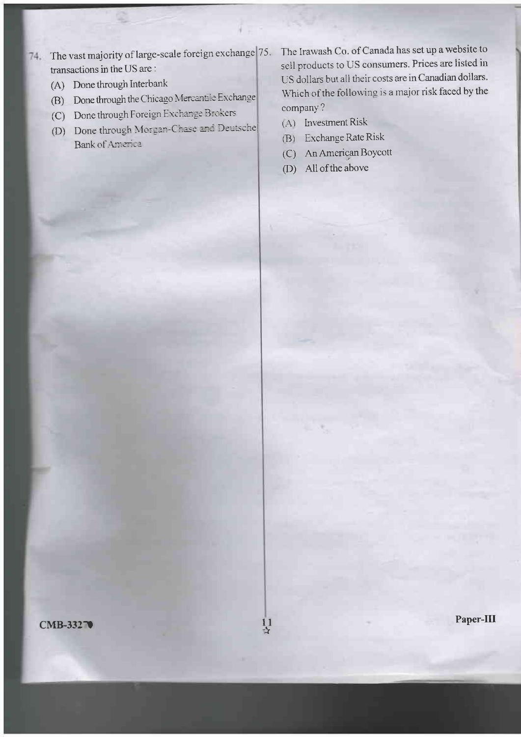74. The vast majority of large-scale foreign exchange transactions in the US are :

(A) Done through Interbank

(B) Done through the Chicago Mercantile Exchange

(C) Done through Foreign Exchange Brokers

(D) Done through Morgan-Chase and Deutsche Bank of America

75. The Irawash Co. of Canada has set up a website to sell products to US consumers. Prices are listed in US dollars but all their costs are in Canadian dollars. Which of the following is a major risk faced by the company ?

(A) Investment Risk

(B) Exchange Rate Risk

(C) An American Boycott

(D) All of the above